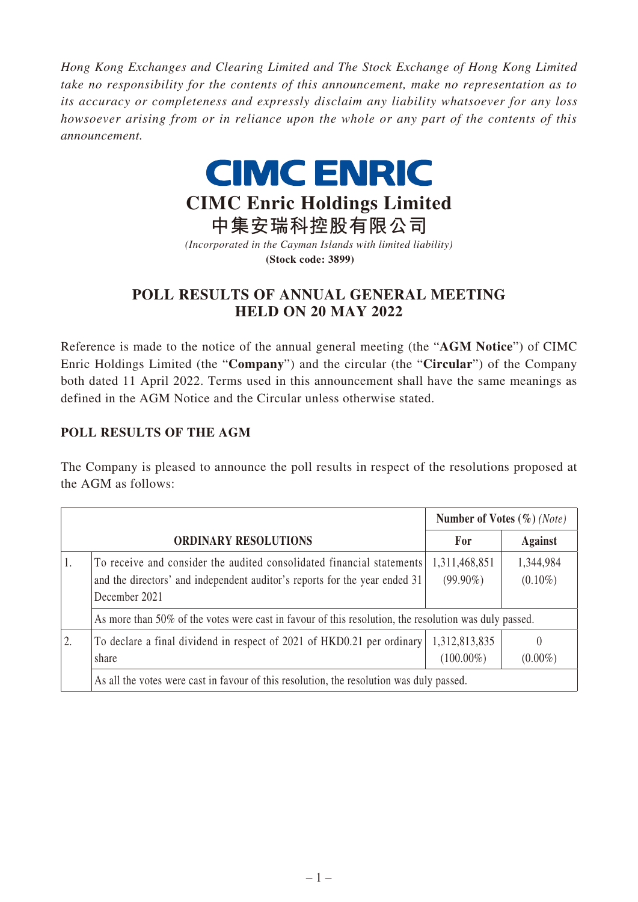*Hong Kong Exchanges and Clearing Limited and The Stock Exchange of Hong Kong Limited take no responsibility for the contents of this announcement, make no representation as to its accuracy or completeness and expressly disclaim any liability whatsoever for any loss howsoever arising from or in reliance upon the whole or any part of the contents of this announcement.*

**CIMC ENRIC**

# CIMC Enric Holdings Limited
# 中集安瑞科控股有限公司

*(Incorporated in the Cayman Islands with limited liability)*

**(Stock code: 3899)**

## POLL RESULTS OF ANNUAL GENERAL MEETING HELD ON 20 MAY 2022

Reference is made to the notice of the annual general meeting (the "**AGM Notice**") of CIMC Enric Holdings Limited (the "**Company**") and the circular (the "**Circular**") of the Company both dated 11 April 2022. Terms used in this announcement shall have the same meanings as defined in the AGM Notice and the Circular unless otherwise stated.

### POLL RESULTS OF THE AGM

The Company is pleased to announce the poll results in respect of the resolutions proposed at the AGM as follows:

| ORDINARY RESOLUTIONS | | Number of Votes (%) *(Note)* | |
|---|---|---|---|
| | | **For** | **Against** |
| 1. | To receive and consider the audited consolidated financial statements and the directors' and independent auditor's reports for the year ended 31 December 2021 | 1,311,468,851 (99.90%) | 1,344,984 (0.10%) |
| | As more than 50% of the votes were cast in favour of this resolution, the resolution was duly passed. | | |
| 2. | To declare a final dividend in respect of 2021 of HKD0.21 per ordinary share | 1,312,813,835 (100.00%) | 0 (0.00%) |
| | As all the votes were cast in favour of this resolution, the resolution was duly passed. | | |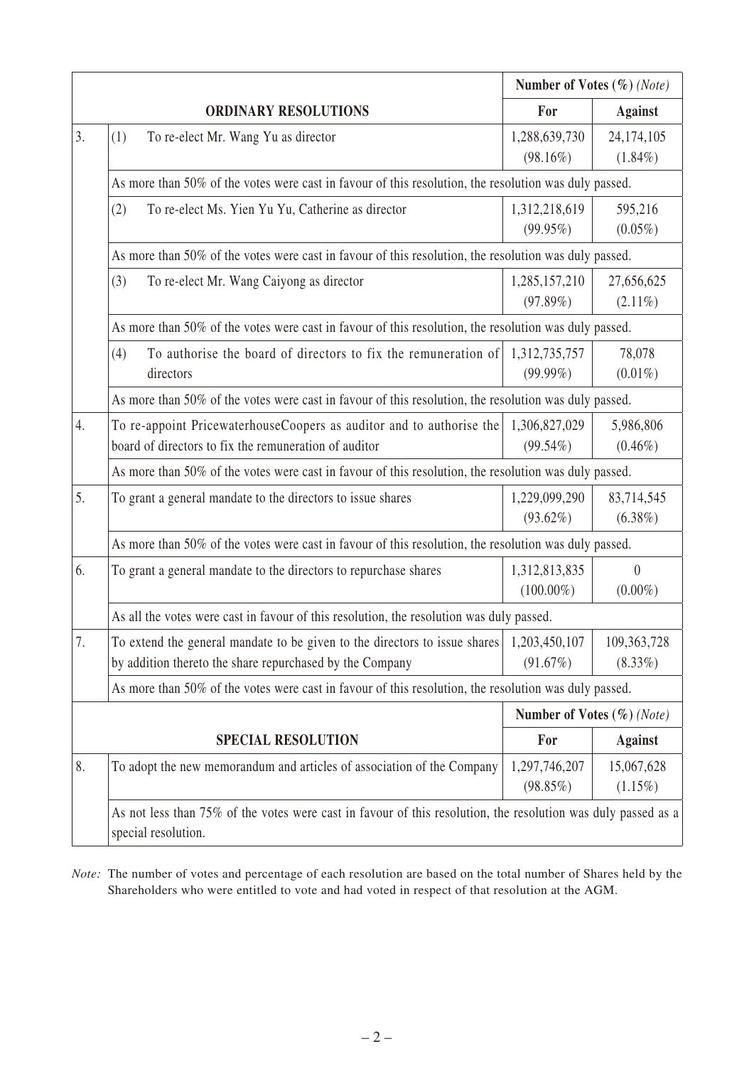| | | Number of Votes (%) *(Note)* | |
|---|---|---|---|
| | **ORDINARY RESOLUTIONS** | **For** | **Against** |
| 3. | (1) To re-elect Mr. Wang Yu as director | 1,288,639,730 (98.16%) | 24,174,105 (1.84%) |
| | As more than 50% of the votes were cast in favour of this resolution, the resolution was duly passed. | | |
| | (2) To re-elect Ms. Yien Yu Yu, Catherine as director | 1,312,218,619 (99.95%) | 595,216 (0.05%) |
| | As more than 50% of the votes were cast in favour of this resolution, the resolution was duly passed. | | |
| | (3) To re-elect Mr. Wang Caiyong as director | 1,285,157,210 (97.89%) | 27,656,625 (2.11%) |
| | As more than 50% of the votes were cast in favour of this resolution, the resolution was duly passed. | | |
| | (4) To authorise the board of directors to fix the remuneration of directors | 1,312,735,757 (99.99%) | 78,078 (0.01%) |
| | As more than 50% of the votes were cast in favour of this resolution, the resolution was duly passed. | | |
| 4. | To re-appoint PricewaterhouseCoopers as auditor and to authorise the board of directors to fix the remuneration of auditor | 1,306,827,029 (99.54%) | 5,986,806 (0.46%) |
| | As more than 50% of the votes were cast in favour of this resolution, the resolution was duly passed. | | |
| 5. | To grant a general mandate to the directors to issue shares | 1,229,099,290 (93.62%) | 83,714,545 (6.38%) |
| | As more than 50% of the votes were cast in favour of this resolution, the resolution was duly passed. | | |
| 6. | To grant a general mandate to the directors to repurchase shares | 1,312,813,835 (100.00%) | 0 (0.00%) |
| | As all the votes were cast in favour of this resolution, the resolution was duly passed. | | |
| 7. | To extend the general mandate to be given to the directors to issue shares by addition thereto the share repurchased by the Company | 1,203,450,107 (91.67%) | 109,363,728 (8.33%) |
| | As more than 50% of the votes were cast in favour of this resolution, the resolution was duly passed. | | |
| | | **Number of Votes (%)** *(Note)* | |
| | **SPECIAL RESOLUTION** | **For** | **Against** |
| 8. | To adopt the new memorandum and articles of association of the Company | 1,297,746,207 (98.85%) | 15,067,628 (1.15%) |
| | As not less than 75% of the votes were cast in favour of this resolution, the resolution was duly passed as a special resolution. | | |

*Note:* The number of votes and percentage of each resolution are based on the total number of Shares held by the Shareholders who were entitled to vote and had voted in respect of that resolution at the AGM.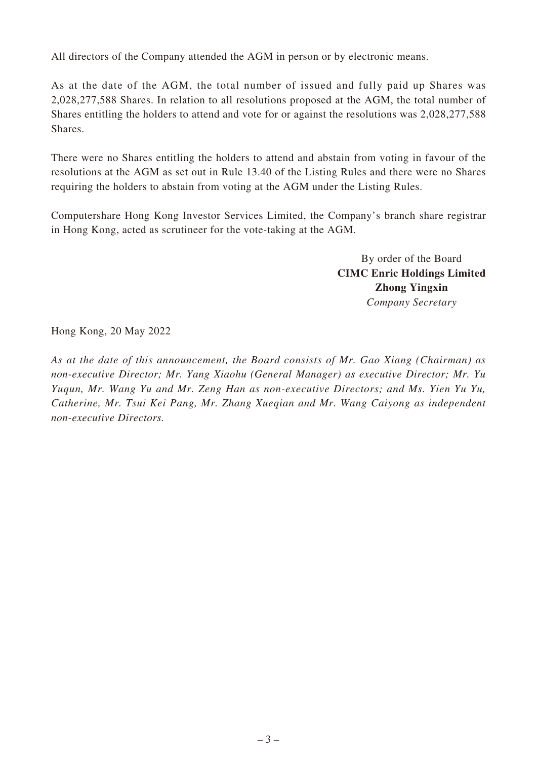All directors of the Company attended the AGM in person or by electronic means.

As at the date of the AGM, the total number of issued and fully paid up Shares was 2,028,277,588 Shares. In relation to all resolutions proposed at the AGM, the total number of Shares entitling the holders to attend and vote for or against the resolutions was 2,028,277,588 Shares.

There were no Shares entitling the holders to attend and abstain from voting in favour of the resolutions at the AGM as set out in Rule 13.40 of the Listing Rules and there were no Shares requiring the holders to abstain from voting at the AGM under the Listing Rules.

Computershare Hong Kong Investor Services Limited, the Company's branch share registrar in Hong Kong, acted as scrutineer for the vote-taking at the AGM.

By order of the Board
**CIMC Enric Holdings Limited**
**Zhong Yingxin**
*Company Secretary*

Hong Kong, 20 May 2022

*As at the date of this announcement, the Board consists of Mr. Gao Xiang (Chairman) as non-executive Director; Mr. Yang Xiaohu (General Manager) as executive Director; Mr. Yu Yuqun, Mr. Wang Yu and Mr. Zeng Han as non-executive Directors; and Ms. Yien Yu Yu, Catherine, Mr. Tsui Kei Pang, Mr. Zhang Xueqian and Mr. Wang Caiyong as independent non-executive Directors.*